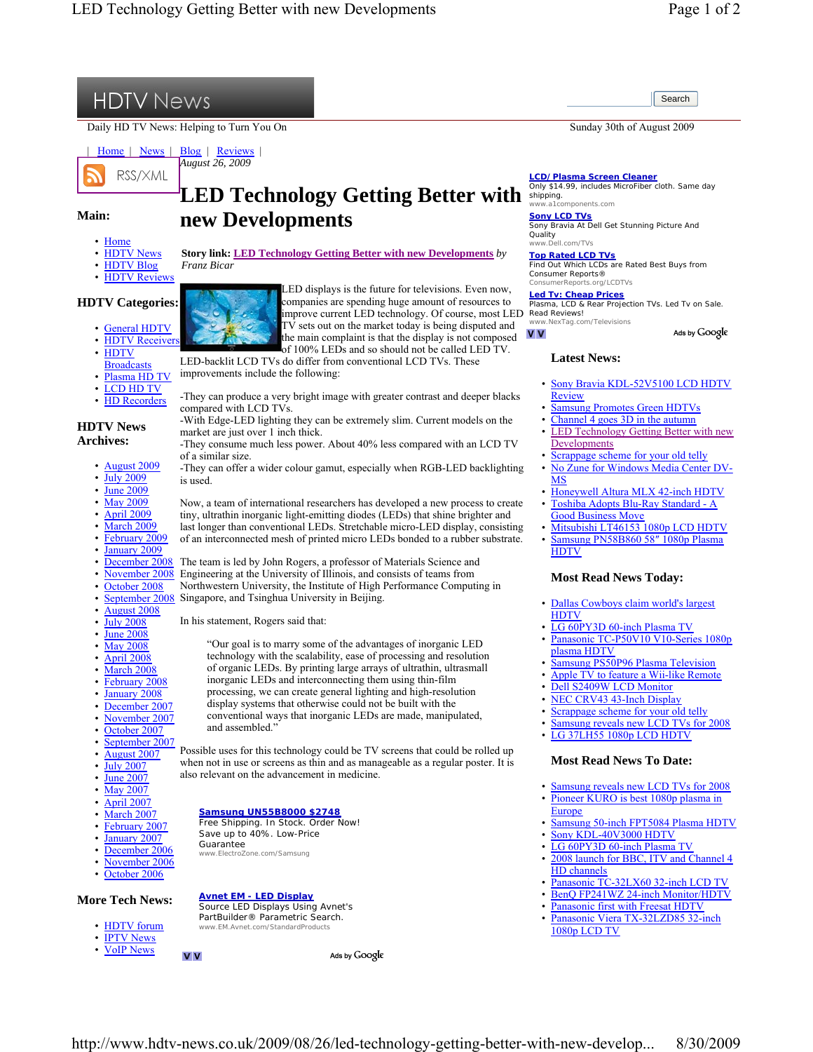# HDTV News

Daily HD TV News: Helping to Turn You On

Sunday 30th of August 2009

| Home | News | Blog | Reviews |

RSS/XML

## Main:

- Home
- HDTV News
- HDTV Blog
- HDTV Reviews

## HDTV Categories:

- General HDTV
- HDTV Receivers
- HDTV Broadcasts
- Plasma HD TV
- LCD HD TV
- HD Recorders

## HDTV News Archives:

- August 2009
- July 2009
- June 2009
- May 2009
- April 2009
- March 2009
- February 2009
- January 2009
- December 2008
- November 2008
- October 2008
- September 2008
- August 2008
- July 2008
- June 2008
- May 2008
- April 2008
- March 2008
- February 2008
- January 2008
- December 2007
- November 2007
- October 2007
- September 2007
- August 2007
- July 2007
- June 2007
- May 2007
- April 2007
- March 2007
- February 2007
- January 2007
- December 2006
- November 2006
- October 2006

## More Tech News:

- HDTV forum
- IPTV News
- VoIP News

*August 26, 2009*

# LED Technology Getting Better with new Developments

**Story link: LED Technology Getting Better with new Developments** *by Franz Bicar*

LED displays is the future for televisions. Even now, companies are spending huge amount of resources to improve current LED technology. Of course, most LED TV sets out on the market today is being disputed and the main complaint is that the display is not composed of 100% LEDs and so should not be called LED TV. LED-backlit LCD TVs do differ from conventional LCD TVs. These improvements include the following:

-They can produce a very bright image with greater contrast and deeper blacks compared with LCD TVs.
-With Edge-LED lighting they can be extremely slim. Current models on the market are just over 1 inch thick.
-They consume much less power. About 40% less compared with an LCD TV of a similar size.
-They can offer a wider colour gamut, especially when RGB-LED backlighting is used.

Now, a team of international researchers has developed a new process to create tiny, ultrathin inorganic light-emitting diodes (LEDs) that shine brighter and last longer than conventional LEDs. Stretchable micro-LED display, consisting of an interconnected mesh of printed micro LEDs bonded to a rubber substrate.

The team is led by John Rogers, a professor of Materials Science and Engineering at the University of Illinois, and consists of teams from Northwestern University, the Institute of High Performance Computing in Singapore, and Tsinghua University in Beijing.

In his statement, Rogers said that:

> "Our goal is to marry some of the advantages of inorganic LED technology with the scalability, ease of processing and resolution of organic LEDs. By printing large arrays of ultrathin, ultrasmall inorganic LEDs and interconnecting them using thin-film processing, we can create general lighting and high-resolution display systems that otherwise could not be built with the conventional ways that inorganic LEDs are made, manipulated, and assembled."

Possible uses for this technology could be TV screens that could be rolled up when not in use or screens as thin and as manageable as a regular poster. It is also relevant on the advancement in medicine.

**Samsung UN55B8000 $2748**
Free Shipping. In Stock. Order Now! Save up to 40%. Low-Price Guarantee
www.ElectroZone.com/Samsung

**Avnet EM - LED Display**
Source LED Displays Using Avnet's PartBuilder® Parametric Search.
www.EM.Avnet.com/StandardProducts

Ads by Google

**LCD/ Plasma Screen Cleaner**
Only $14.99, includes MicroFiber cloth. Same day shipping.
www.a1components.com

**Sony LCD TVs**
Sony Bravia At Dell Get Stunning Picture And Quality
www.Dell.com/TVs

**Top Rated LCD TVs**
Find Out Which LCDs are Rated Best Buys from Consumer Reports®
ConsumerReports.org/LCDTVs

**Led Tv: Cheap Prices**
Plasma, LCD & Rear Projection TVs. Led Tv on Sale. Read Reviews!
www.NexTag.com/Televisions

Ads by Google

## Latest News:

- Sony Bravia KDL-52V5100 LCD HDTV Review
- Samsung Promotes Green HDTVs
- Channel 4 goes 3D in the autumn
- LED Technology Getting Better with new Developments
- Scrappage scheme for your old telly
- No Zune for Windows Media Center DV-MS
- Honeywell Altura MLX 42-inch HDTV
- Toshiba Adopts Blu-Ray Standard - A Good Business Move
- Mitsubishi LT46153 1080p LCD HDTV
- Samsung PN58B860 58″ 1080p Plasma HDTV

## Most Read News Today:

- Dallas Cowboys claim world's largest HDTV
- LG 60PY3D 60-inch Plasma TV
- Panasonic TC-P50V10 V10-Series 1080p plasma HDTV
- Samsung PS50P96 Plasma Television
- Apple TV to feature a Wii-like Remote
- Dell S2409W LCD Monitor
- NEC CRV43 43-Inch Display
- Scrappage scheme for your old telly
- Samsung reveals new LCD TVs for 2008
- LG 37LH55 1080p LCD HDTV

## Most Read News To Date:

- Samsung reveals new LCD TVs for 2008
- Pioneer KURO is best 1080p plasma in Europe
- Samsung 50-inch FPT5084 Plasma HDTV
- Sony KDL-40V3000 HDTV
- LG 60PY3D 60-inch Plasma TV
- 2008 launch for BBC, ITV and Channel 4 HD channels
- Panasonic TC-32LX60 32-inch LCD TV
- BenQ FP241WZ 24-inch Monitor/HDTV
- Panasonic first with Freesat HDTV
- Panasonic Viera TX-32LZD85 32-inch 1080p LCD TV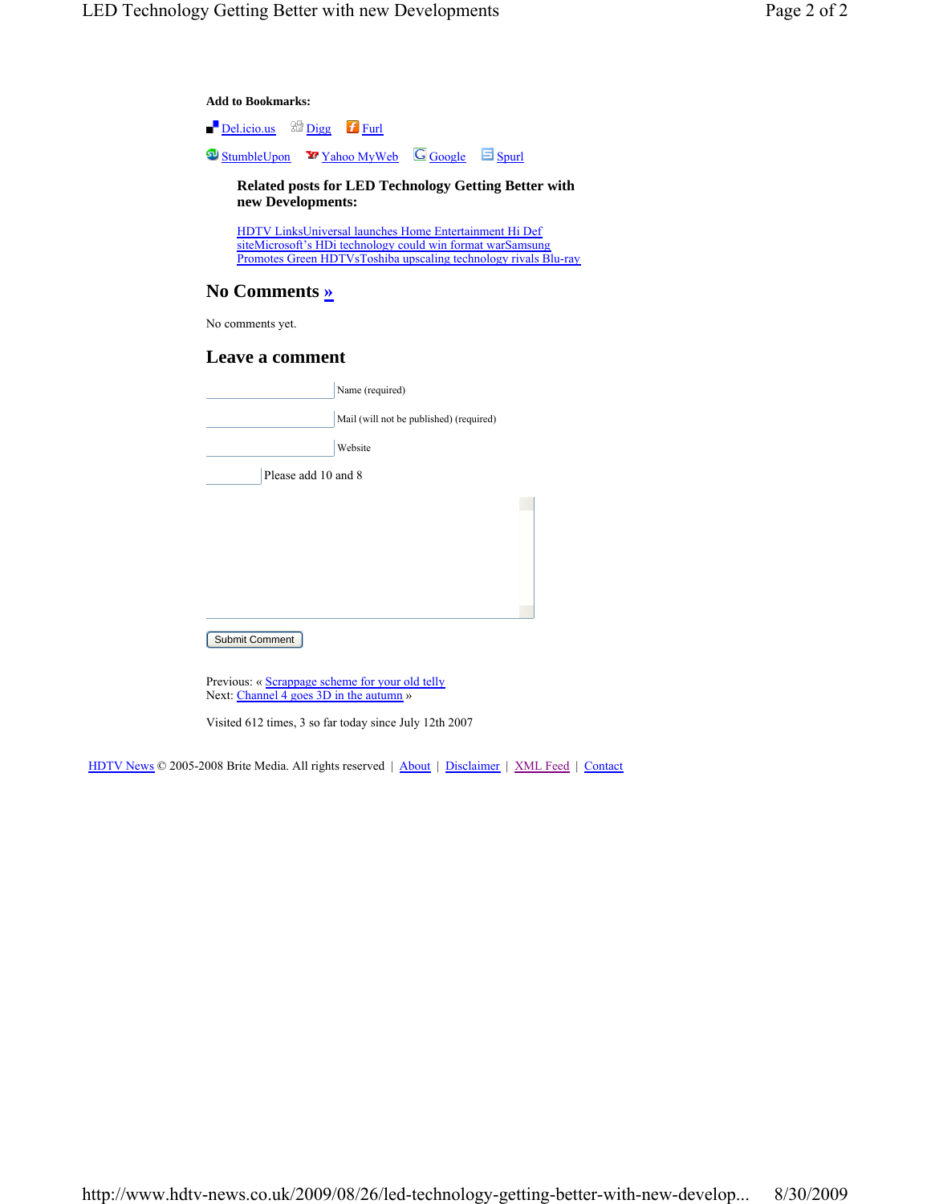**Add to Bookmarks:**

Del.icio.us Digg Furl

StumbleUpon Yahoo MyWeb Google Spurl

**Related posts for LED Technology Getting Better with new Developments:**

HDTV LinksUniversal launches Home Entertainment Hi Def siteMicrosoft's HDi technology could win format warSamsung Promotes Green HDTVsToshiba upscaling technology rivals Blu-ray

## No Comments »

No comments yet.

## Leave a comment

Name (required)

Mail (will not be published) (required)

Website

Please add 10 and 8

Submit Comment

Previous: « Scrappage scheme for your old telly
Next: Channel 4 goes 3D in the autumn »

Visited 612 times, 3 so far today since July 12th 2007

HDTV News © 2005-2008 Brite Media. All rights reserved | About | Disclaimer | XML Feed | Contact